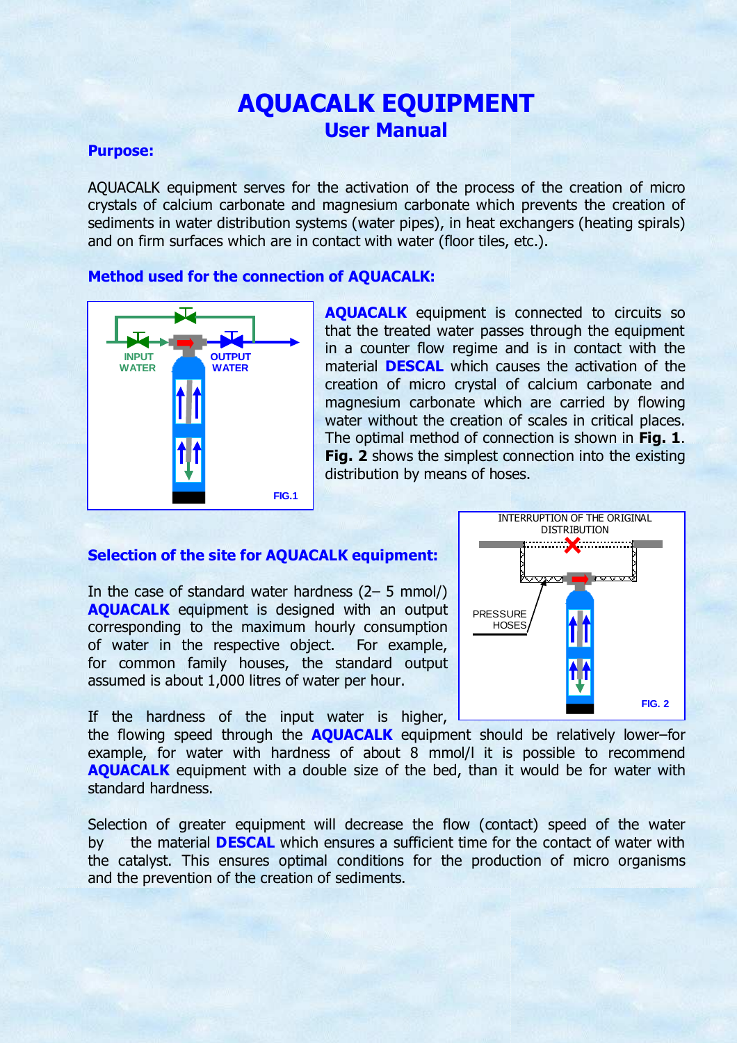# AQUACALK EQUIPMENT

## User Manual

### Purpose:

AQUACALK equipment serves for the activation of the process of the creation of micro crystals of calcium carbonate and magnesium carbonate which prevents the creation of sediments in water distribution systems (water pipes), in heat exchangers (heating spirals) and on firm surfaces which are in contact with water (floor tiles, etc.).

### Method used for the connection of AQUACALK:

INPUT WATER

OUTPUT WATER

FIG.1

**AQUACALK** equipment is connected to circuits so that the treated water passes through the equipment in a counter flow regime and is in contact with the material **DESCAL** which causes the activation of the creation of micro crystal of calcium carbonate and magnesium carbonate which are carried by flowing water without the creation of scales in critical places. The optimal method of connection is shown in **Fig. 1**. **Fig. 2** shows the simplest connection into the existing distribution by means of hoses.

INTERRUPTION OF THE ORIGINAL DISTRIBUTION

PRESSURE HOSES

FIG. 2

### Selection of the site for AQUACALK equipment:

In the case of standard water hardness (2– 5 mmol/) **AQUACALK** equipment is designed with an output corresponding to the maximum hourly consumption of water in the respective object. For example, for common family houses, the standard output assumed is about 1,000 litres of water per hour.

If the hardness of the input water is higher, the flowing speed through the **AQUACALK** equipment should be relatively lower–for example, for water with hardness of about 8 mmol/l it is possible to recommend **AQUACALK** equipment with a double size of the bed, than it would be for water with standard hardness.

Selection of greater equipment will decrease the flow (contact) speed of the water by the material **DESCAL** which ensures a sufficient time for the contact of water with the catalyst. This ensures optimal conditions for the production of micro organisms and the prevention of the creation of sediments.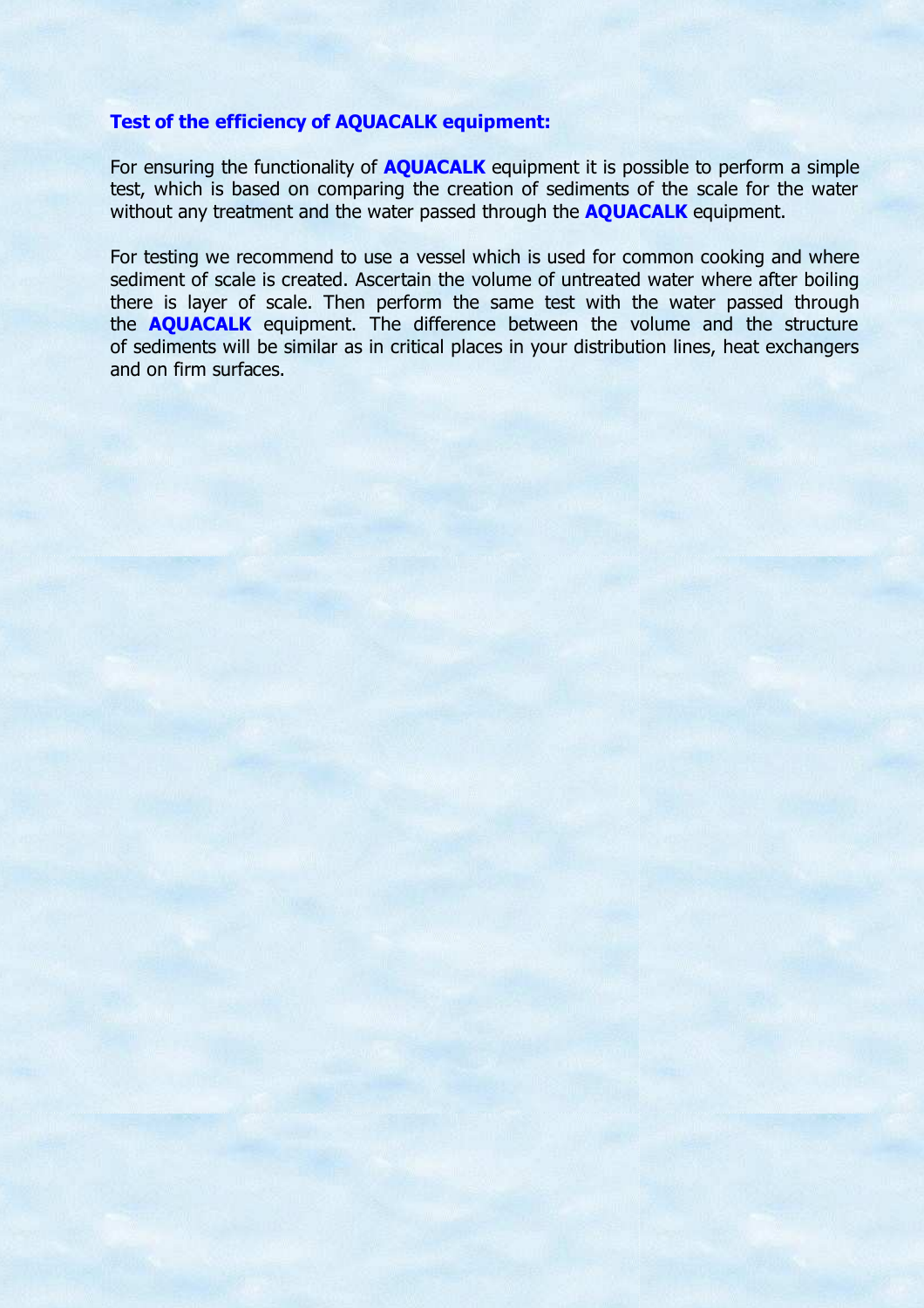### Test of the efficiency of AQUACALK equipment:

For ensuring the functionality of **AQUACALK** equipment it is possible to perform a simple test, which is based on comparing the creation of sediments of the scale for the water without any treatment and the water passed through the **AQUACALK** equipment.

For testing we recommend to use a vessel which is used for common cooking and where sediment of scale is created. Ascertain the volume of untreated water where after boiling there is layer of scale. Then perform the same test with the water passed through the **AQUACALK** equipment. The difference between the volume and the structure of sediments will be similar as in critical places in your distribution lines, heat exchangers and on firm surfaces.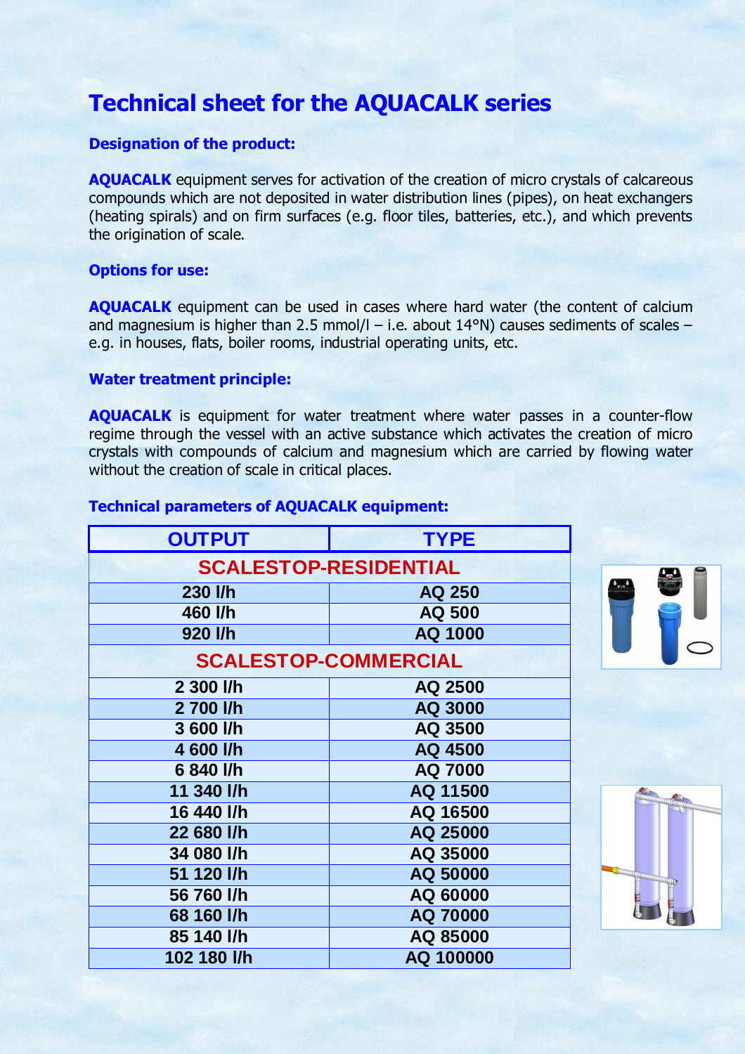# Technical sheet for the AQUACALK series

### Designation of the product:

**AQUACALK** equipment serves for activation of the creation of micro crystals of calcareous compounds which are not deposited in water distribution lines (pipes), on heat exchangers (heating spirals) and on firm surfaces (e.g. floor tiles, batteries, etc.), and which prevents the origination of scale.

### Options for use:

**AQUACALK** equipment can be used in cases where hard water (the content of calcium and magnesium is higher than 2.5 mmol/l – i.e. about 14°N) causes sediments of scales – e.g. in houses, flats, boiler rooms, industrial operating units, etc.

### Water treatment principle:

**AQUACALK** is equipment for water treatment where water passes in a counter-flow regime through the vessel with an active substance which activates the creation of micro crystals with compounds of calcium and magnesium which are carried by flowing water without the creation of scale in critical places.

### Technical parameters of AQUACALK equipment:

| OUTPUT | TYPE |
|---|---|
| **SCALESTOP-RESIDENTIAL** | |
| 230 l/h | AQ 250 |
| 460 l/h | AQ 500 |
| 920 l/h | AQ 1000 |
| **SCALESTOP-COMMERCIAL** | |
| 2 300 l/h | AQ 2500 |
| 2 700 l/h | AQ 3000 |
| 3 600 l/h | AQ 3500 |
| 4 600 l/h | AQ 4500 |
| 6 840 l/h | AQ 7000 |
| 11 340 l/h | AQ 11500 |
| 16 440 l/h | AQ 16500 |
| 22 680 l/h | AQ 25000 |
| 34 080 l/h | AQ 35000 |
| 51 120 l/h | AQ 50000 |
| 56 760 l/h | AQ 60000 |
| 68 160 l/h | AQ 70000 |
| 85 140 l/h | AQ 85000 |
| 102 180 l/h | AQ 100000 |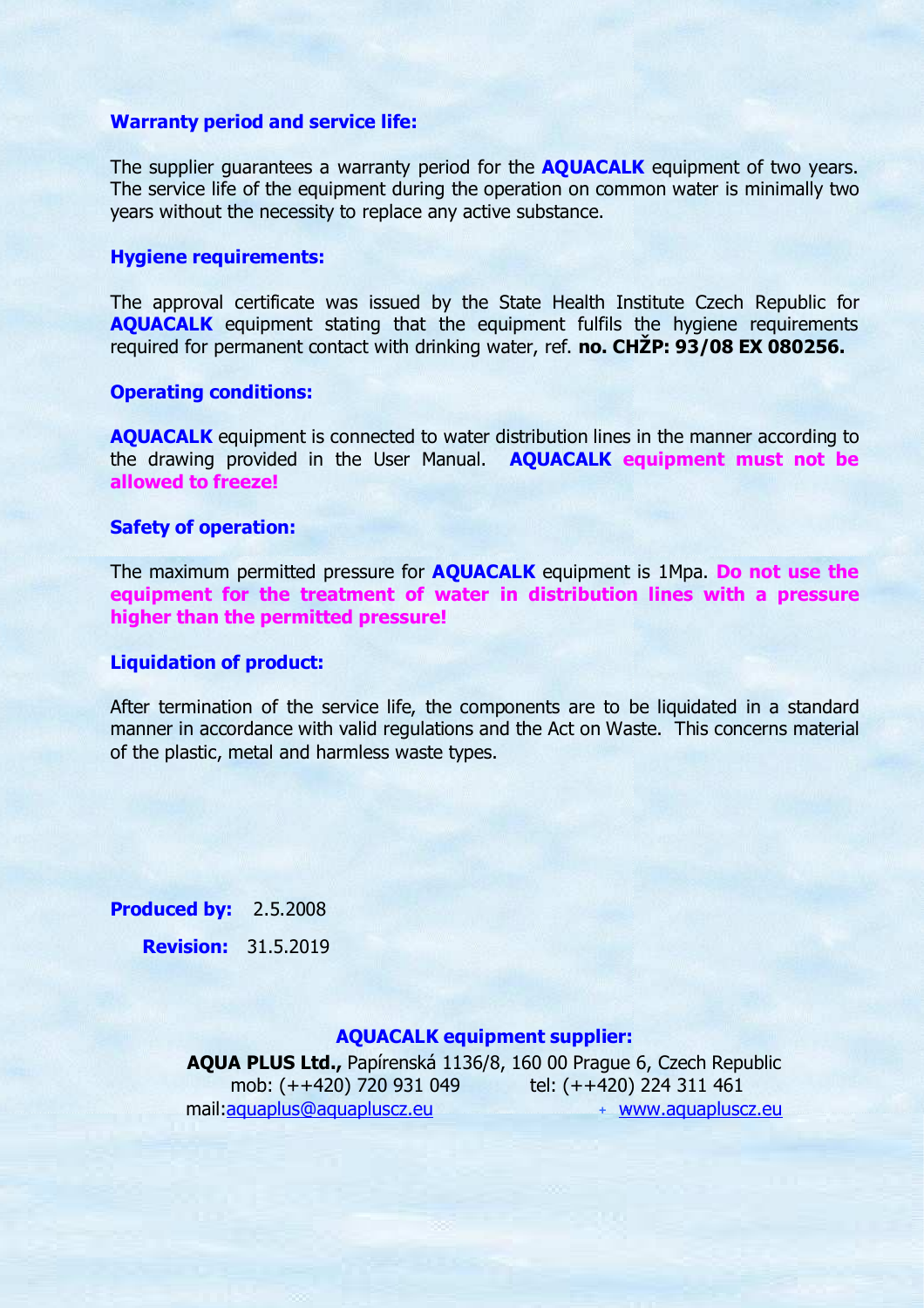### Warranty period and service life:

The supplier guarantees a warranty period for the **AQUACALK** equipment of two years. The service life of the equipment during the operation on common water is minimally two years without the necessity to replace any active substance.

### Hygiene requirements:

The approval certificate was issued by the State Health Institute Czech Republic for **AQUACALK** equipment stating that the equipment fulfils the hygiene requirements required for permanent contact with drinking water, ref. **no. CHŽP: 93/08 EX 080256.**

### Operating conditions:

**AQUACALK** equipment is connected to water distribution lines in the manner according to the drawing provided in the User Manual. **AQUACALK equipment must not be allowed to freeze!**

### Safety of operation:

The maximum permitted pressure for **AQUACALK** equipment is 1Mpa. **Do not use the equipment for the treatment of water in distribution lines with a pressure higher than the permitted pressure!**

### Liquidation of product:

After termination of the service life, the components are to be liquidated in a standard manner in accordance with valid regulations and the Act on Waste. This concerns material of the plastic, metal and harmless waste types.

**Produced by:** 2.5.2008

**Revision:** 31.5.2019

**AQUACALK equipment supplier:**

**AQUA PLUS Ltd.,** Papírenská 1136/8, 160 00 Prague 6, Czech Republic
mob: (++420) 720 931 049 tel: (++420) 224 311 461
mail:aquaplus@aquapluscz.eu www.aquapluscz.eu